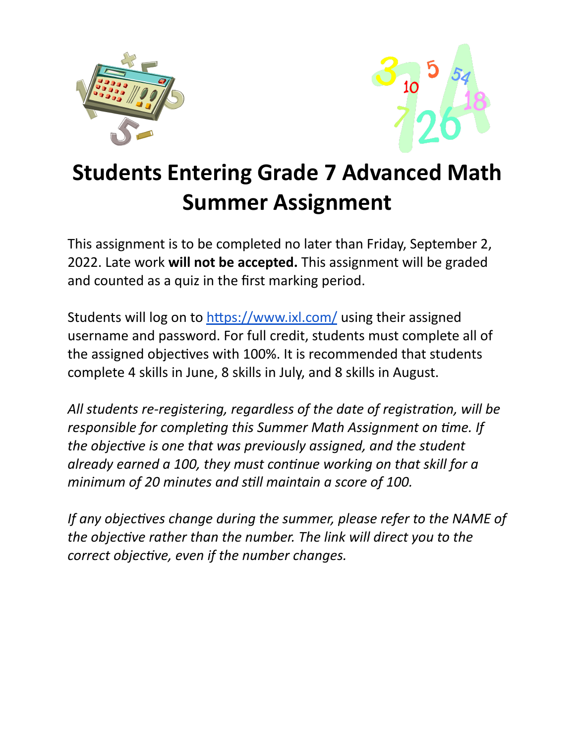# Students Entering Grade 7 Advanced Math Summer Assignment

This assignment is to be completed no later than Friday, September 2, 2022. Late work **will not be accepted.** This assignment will be graded and counted as a quiz in the first marking period.

Students will log on to [https://www.ixl.com/](https://www.ixl.com/) using their assigned username and password. For full credit, students must complete all of the assigned objectives with 100%. It is recommended that students complete 4 skills in June, 8 skills in July, and 8 skills in August.

*All students re-registering, regardless of the date of registration, will be responsible for completing this Summer Math Assignment on time. If the objective is one that was previously assigned, and the student already earned a 100, they must continue working on that skill for a minimum of 20 minutes and still maintain a score of 100.*

*If any objectives change during the summer, please refer to the NAME of the objective rather than the number. The link will direct you to the correct objective, even if the number changes.*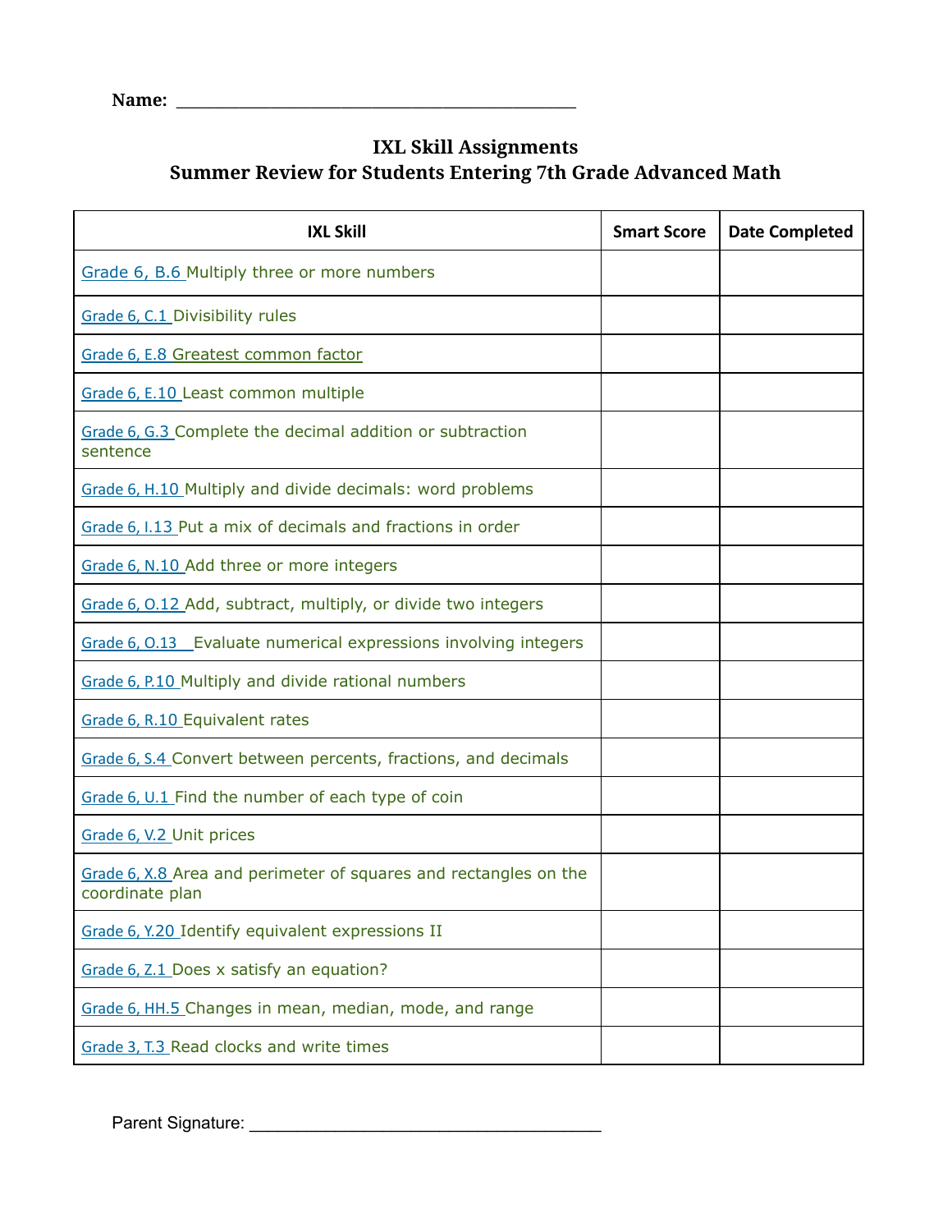**Name:** ___________________________________________

## IXL Skill Assignments
## Summer Review for Students Entering 7th Grade Advanced Math

| IXL Skill | Smart Score | Date Completed |
|---|---|---|
| Grade 6, B.6 Multiply three or more numbers | | |
| Grade 6, C.1 Divisibility rules | | |
| Grade 6, E.8 Greatest common factor | | |
| Grade 6, E.10 Least common multiple | | |
| Grade 6, G.3 Complete the decimal addition or subtraction sentence | | |
| Grade 6, H.10 Multiply and divide decimals: word problems | | |
| Grade 6, I.13 Put a mix of decimals and fractions in order | | |
| Grade 6, N.10 Add three or more integers | | |
| Grade 6, O.12 Add, subtract, multiply, or divide two integers | | |
| Grade 6, O.13 Evaluate numerical expressions involving integers | | |
| Grade 6, P.10 Multiply and divide rational numbers | | |
| Grade 6, R.10 Equivalent rates | | |
| Grade 6, S.4 Convert between percents, fractions, and decimals | | |
| Grade 6, U.1 Find the number of each type of coin | | |
| Grade 6, V.2 Unit prices | | |
| Grade 6, X.8 Area and perimeter of squares and rectangles on the coordinate plan | | |
| Grade 6, Y.20 Identify equivalent expressions II | | |
| Grade 6, Z.1 Does x satisfy an equation? | | |
| Grade 6, HH.5 Changes in mean, median, mode, and range | | |
| Grade 3, T.3 Read clocks and write times | | |

Parent Signature: ___________________________________